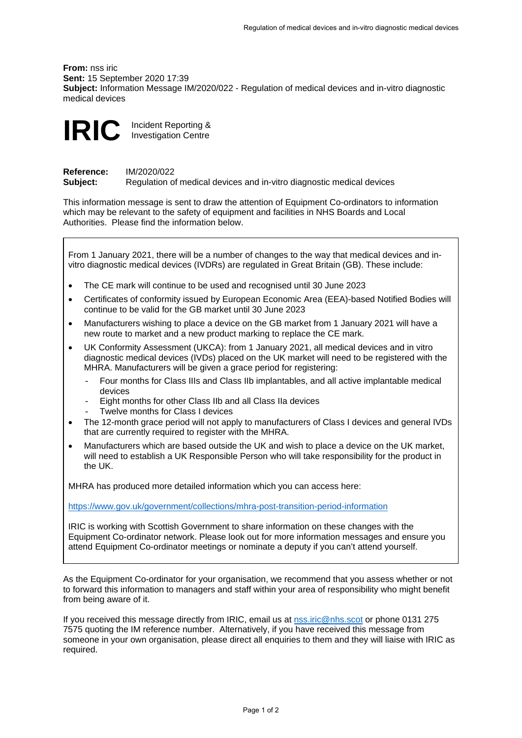**From:** nss iric
**Sent:** 15 September 2020 17:39
**Subject:** Information Message IM/2020/022 - Regulation of medical devices and in-vitro diagnostic medical devices

# IRIC

Incident Reporting & Investigation Centre

**Reference:** IM/2020/022
**Subject:** Regulation of medical devices and in-vitro diagnostic medical devices

This information message is sent to draw the attention of Equipment Co-ordinators to information which may be relevant to the safety of equipment and facilities in NHS Boards and Local Authorities. Please find the information below.

From 1 January 2021, there will be a number of changes to the way that medical devices and in-vitro diagnostic medical devices (IVDRs) are regulated in Great Britain (GB). These include:

- The CE mark will continue to be used and recognised until 30 June 2023
- Certificates of conformity issued by European Economic Area (EEA)-based Notified Bodies will continue to be valid for the GB market until 30 June 2023
- Manufacturers wishing to place a device on the GB market from 1 January 2021 will have a new route to market and a new product marking to replace the CE mark.
- UK Conformity Assessment (UKCA): from 1 January 2021, all medical devices and in vitro diagnostic medical devices (IVDs) placed on the UK market will need to be registered with the MHRA. Manufacturers will be given a grace period for registering:
  - Four months for Class IIIs and Class IIb implantables, and all active implantable medical devices
  - Eight months for other Class IIb and all Class IIa devices
  - Twelve months for Class I devices
- The 12-month grace period will not apply to manufacturers of Class I devices and general IVDs that are currently required to register with the MHRA.
- Manufacturers which are based outside the UK and wish to place a device on the UK market, will need to establish a UK Responsible Person who will take responsibility for the product in the UK.

MHRA has produced more detailed information which you can access here:

https://www.gov.uk/government/collections/mhra-post-transition-period-information

IRIC is working with Scottish Government to share information on these changes with the Equipment Co-ordinator network. Please look out for more information messages and ensure you attend Equipment Co-ordinator meetings or nominate a deputy if you can't attend yourself.

As the Equipment Co-ordinator for your organisation, we recommend that you assess whether or not to forward this information to managers and staff within your area of responsibility who might benefit from being aware of it.

If you received this message directly from IRIC, email us at nss.iric@nhs.scot or phone 0131 275 7575 quoting the IM reference number. Alternatively, if you have received this message from someone in your own organisation, please direct all enquiries to them and they will liaise with IRIC as required.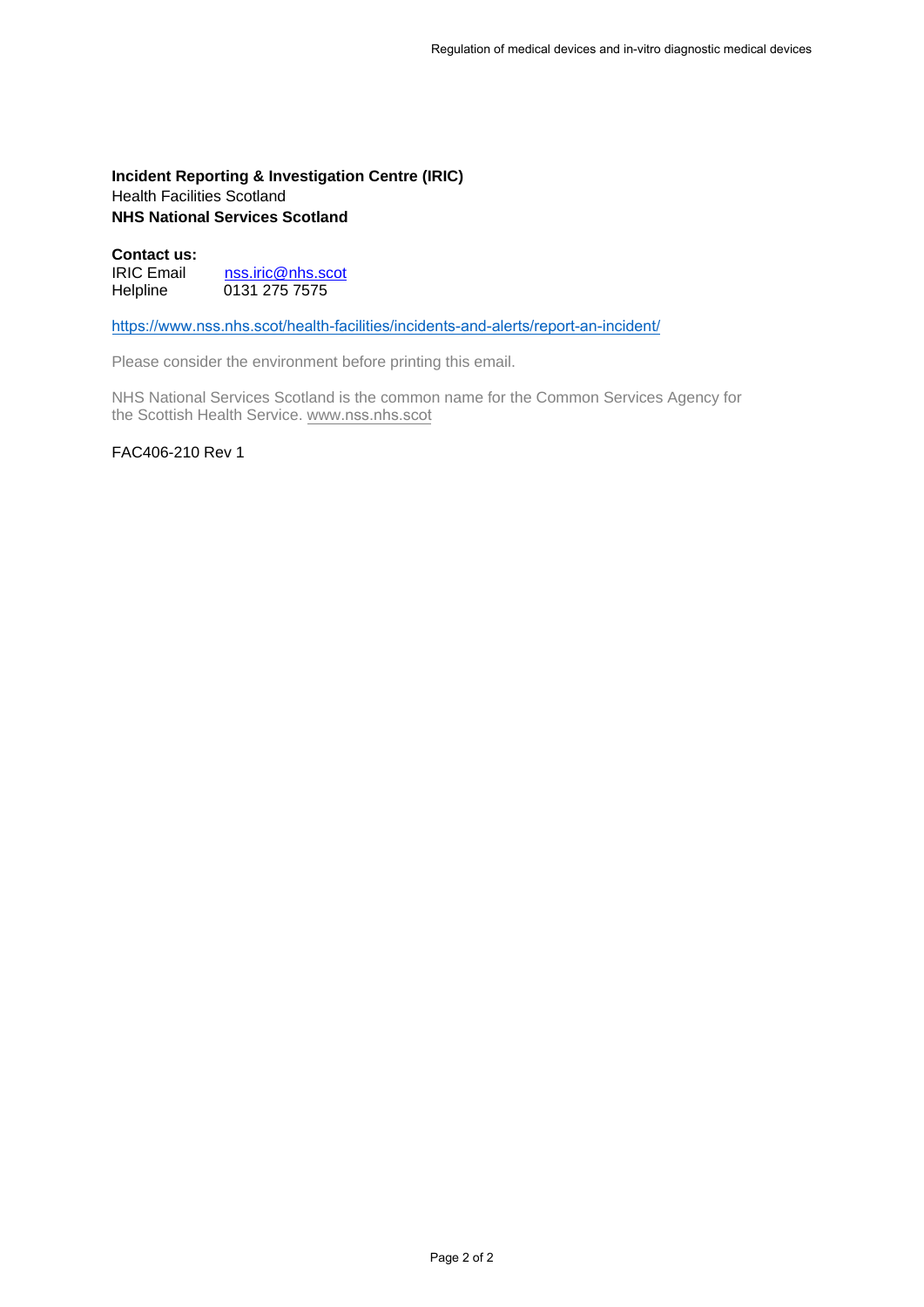**Incident Reporting & Investigation Centre (IRIC)**
Health Facilities Scotland
**NHS National Services Scotland**

**Contact us:**
IRIC Email nss.iric@nhs.scot
Helpline 0131 275 7575

https://www.nss.nhs.scot/health-facilities/incidents-and-alerts/report-an-incident/

Please consider the environment before printing this email.

NHS National Services Scotland is the common name for the Common Services Agency for the Scottish Health Service. www.nss.nhs.scot

FAC406-210 Rev 1